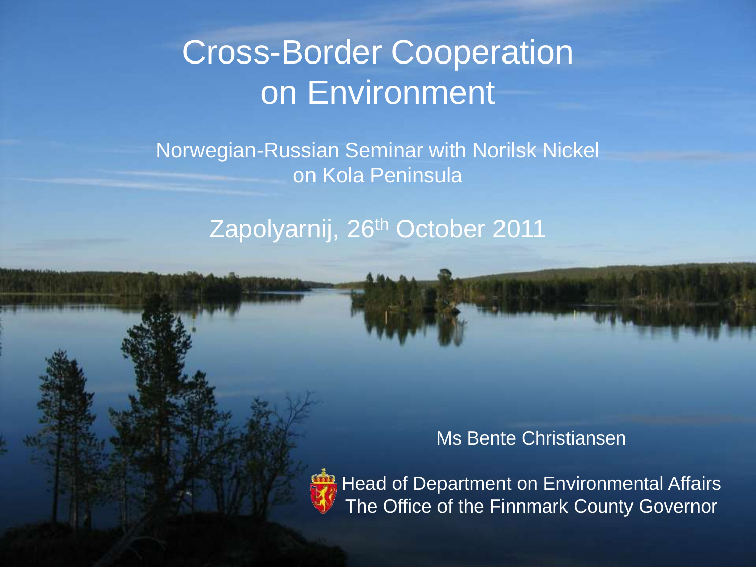# Cross-Border Cooperation on Environment

Norwegian-Russian Seminar with Norilsk Nickel on Kola Peninsula

Zapolyarnij, 26th October 2011

Ms Bente Christiansen

Head of Department on Environmental Affairs
The Office of the Finnmark County Governor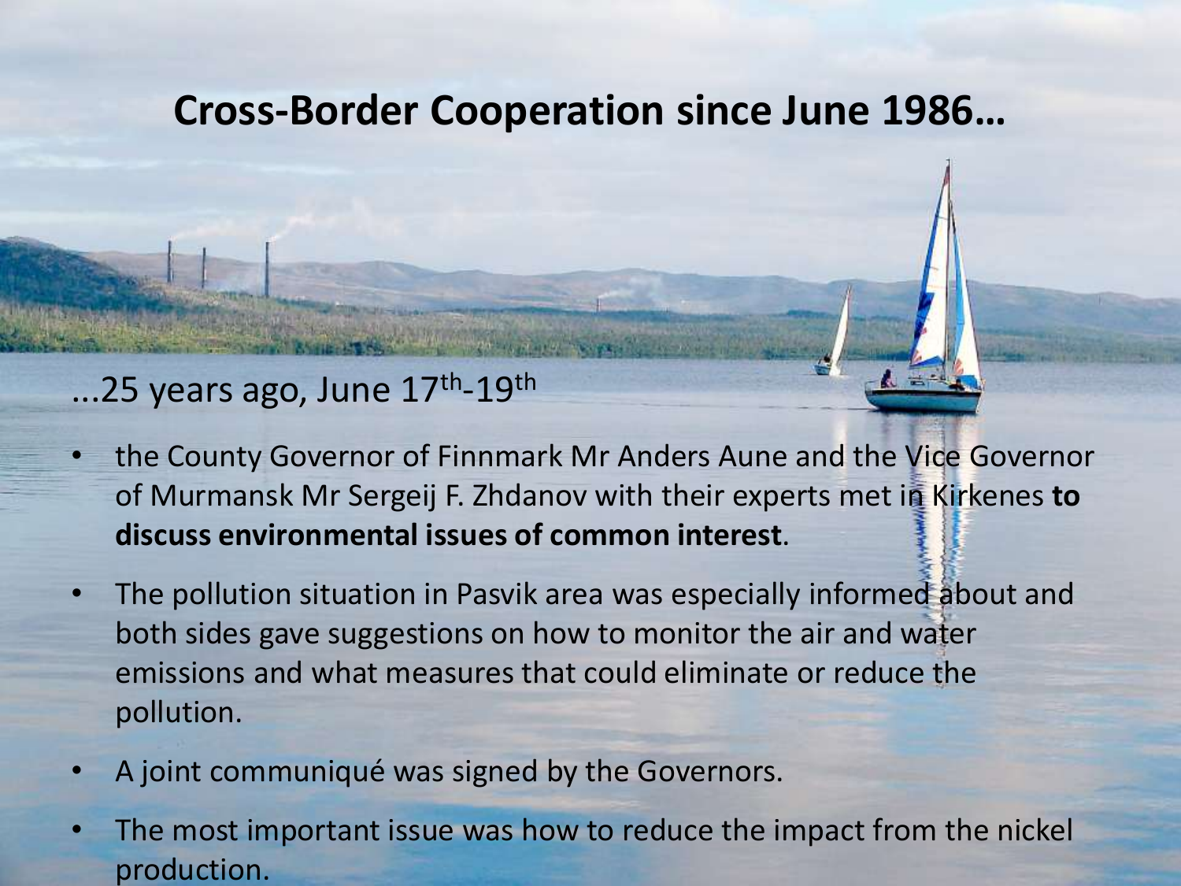# Cross-Border Cooperation since June 1986…

…25 years ago, June 17th-19th

- the County Governor of Finnmark Mr Anders Aune and the Vice Governor of Murmansk Mr Sergeij F. Zhdanov with their experts met in Kirkenes **to discuss environmental issues of common interest**.
- The pollution situation in Pasvik area was especially informed about and both sides gave suggestions on how to monitor the air and water emissions and what measures that could eliminate or reduce the pollution.
- A joint communiqué was signed by the Governors.
- The most important issue was how to reduce the impact from the nickel production.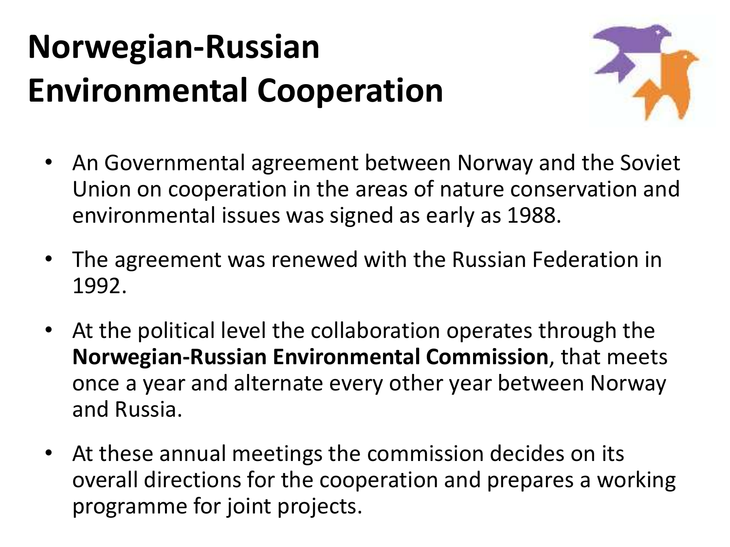# Norwegian-Russian Environmental Cooperation

- An Governmental agreement between Norway and the Soviet Union on cooperation in the areas of nature conservation and environmental issues was signed as early as 1988.
- The agreement was renewed with the Russian Federation in 1992.
- At the political level the collaboration operates through the **Norwegian-Russian Environmental Commission**, that meets once a year and alternate every other year between Norway and Russia.
- At these annual meetings the commission decides on its overall directions for the cooperation and prepares a working programme for joint projects.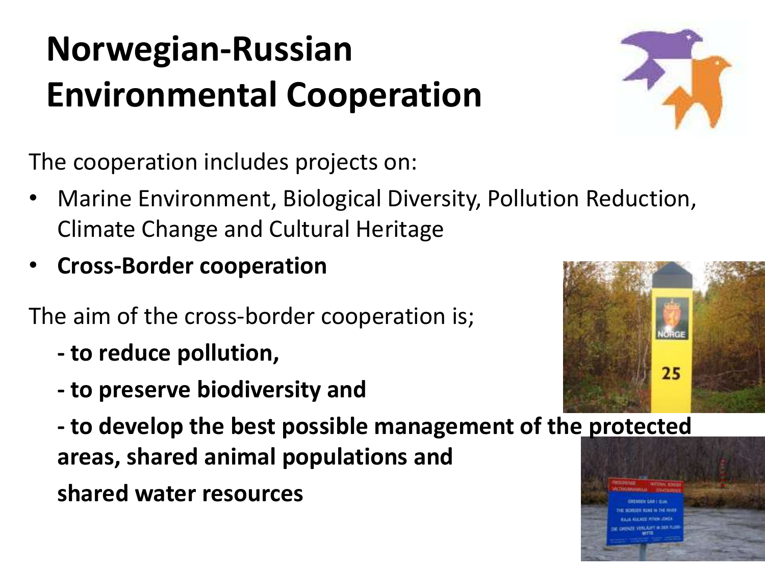# Norwegian-Russian Environmental Cooperation

The cooperation includes projects on:

- Marine Environment, Biological Diversity, Pollution Reduction, Climate Change and Cultural Heritage
- **Cross-Border cooperation**

The aim of the cross-border cooperation is;

**- to reduce pollution,**

**- to preserve biodiversity and**

**- to develop the best possible management of the protected areas, shared animal populations and shared water resources**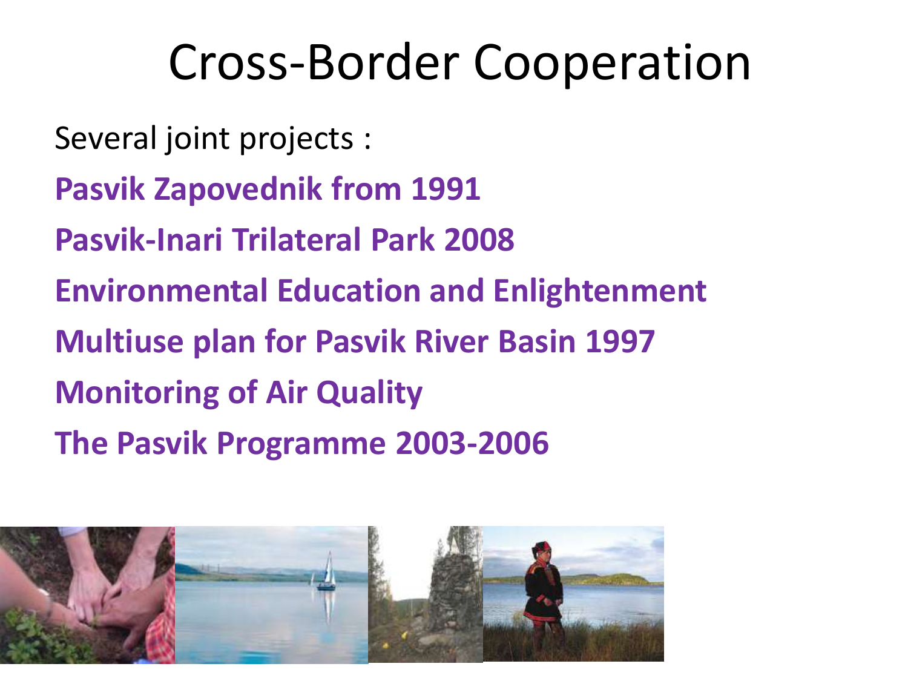# Cross-Border Cooperation

Several joint projects :

**Pasvik Zapovednik from 1991**

**Pasvik-Inari Trilateral Park 2008**

**Environmental Education and Enlightenment**

**Multiuse plan for Pasvik River Basin 1997**

**Monitoring of Air Quality**

**The Pasvik Programme 2003-2006**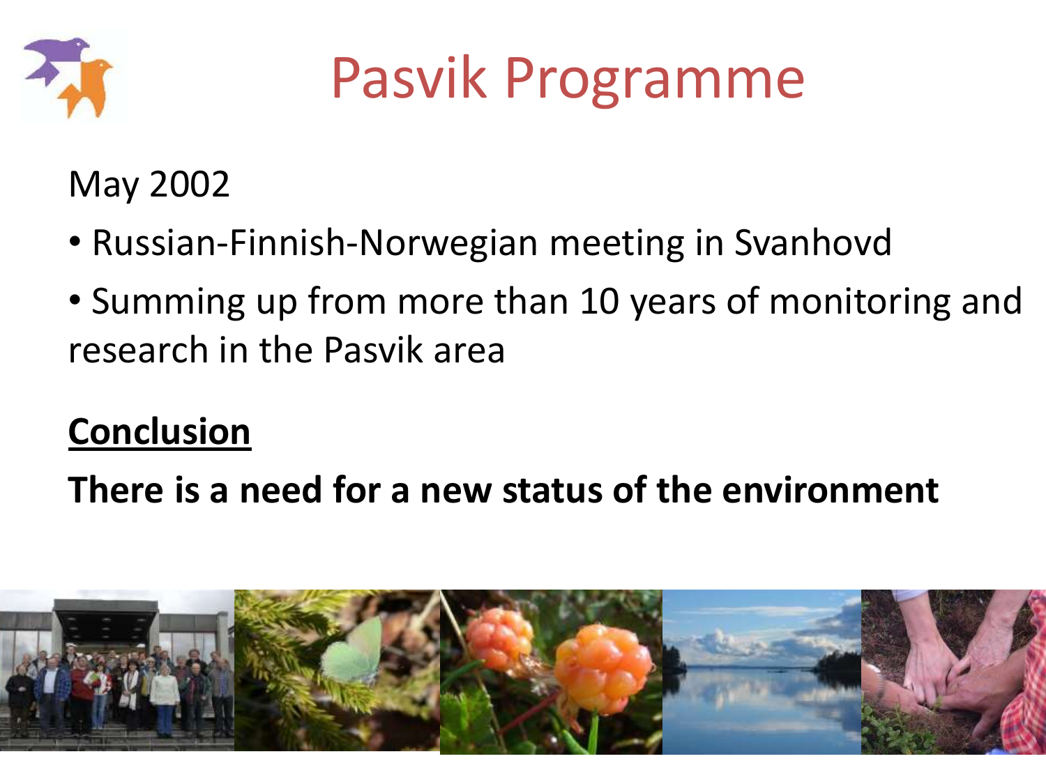# Pasvik Programme

May 2002

- Russian-Finnish-Norwegian meeting in Svanhovd
- Summing up from more than 10 years of monitoring and research in the Pasvik area

**Conclusion**

**There is a need for a new status of the environment**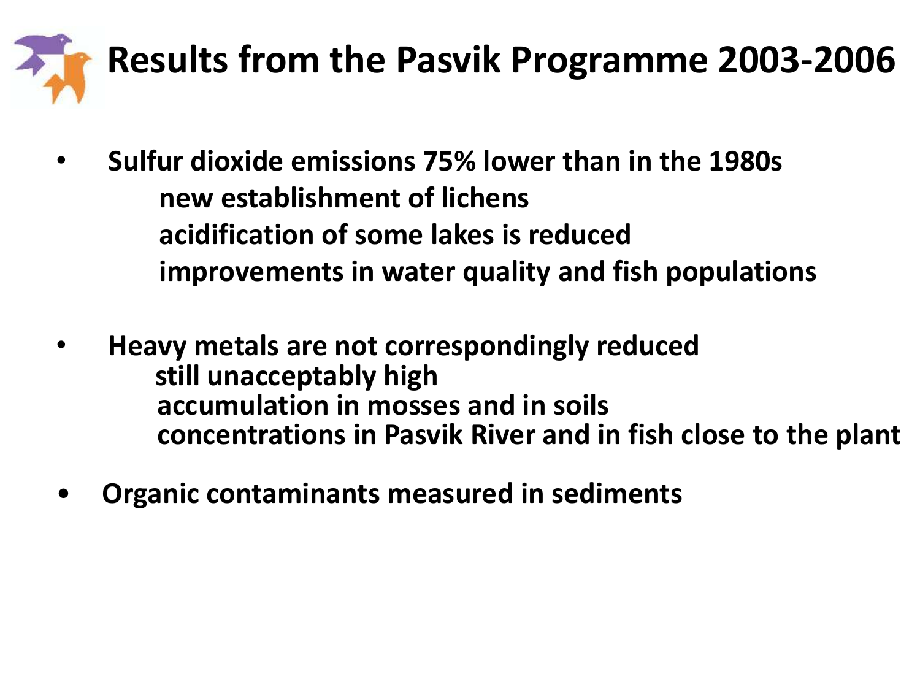# Results from the Pasvik Programme 2003-2006

- **Sulfur dioxide emissions 75% lower than in the 1980s**
  - **new establishment of lichens**
  - **acidification of some lakes is reduced**
  - **improvements in water quality and fish populations**

- **Heavy metals are not correspondingly reduced**
  - **still unacceptably high**
  - **accumulation in mosses and in soils**
  - **concentrations in Pasvik River and in fish close to the plant**

- **Organic contaminants measured in sediments**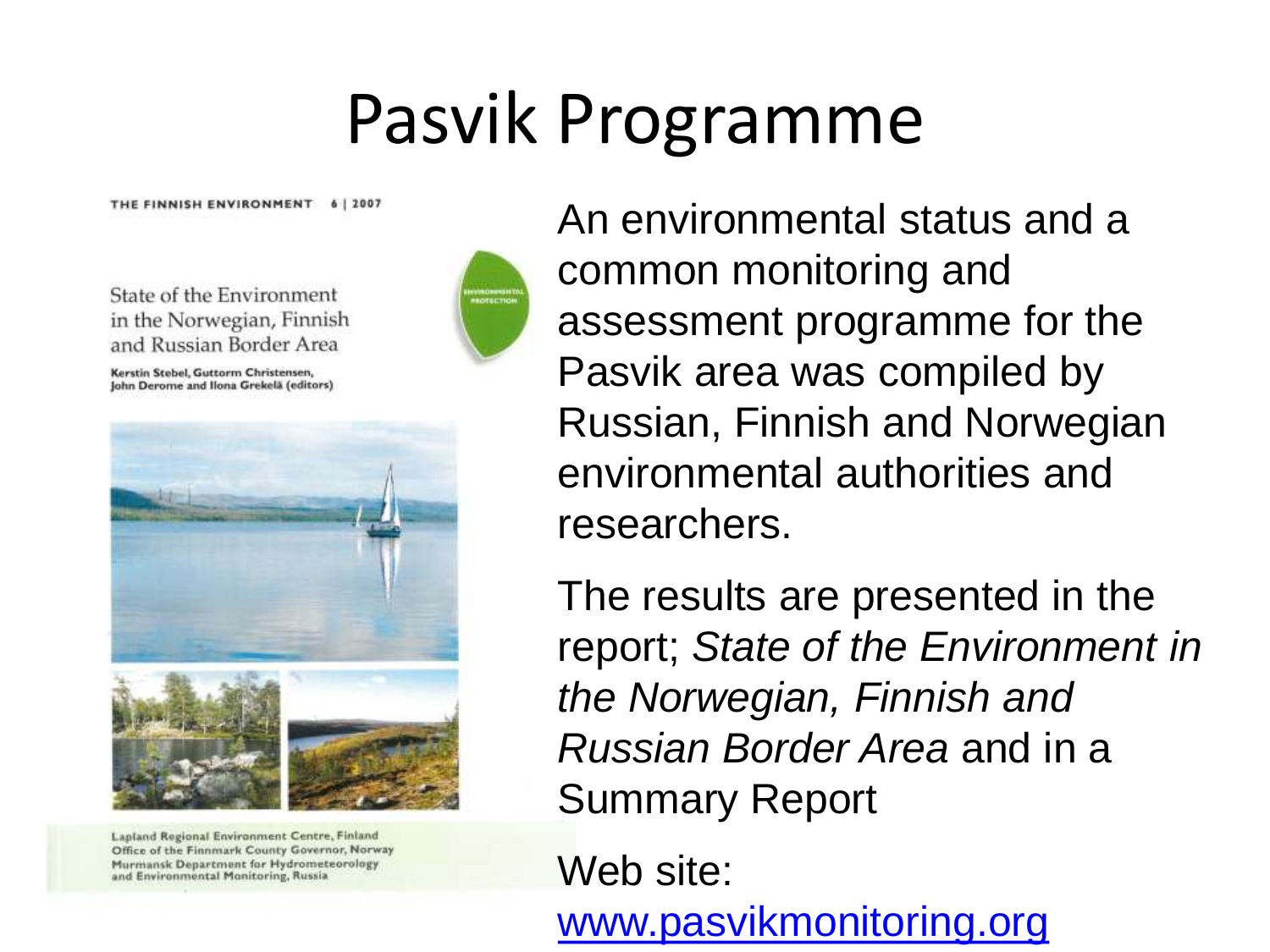# Pasvik Programme

THE FINNISH ENVIRONMENT 6 | 2007

State of the Environment in the Norwegian, Finnish and Russian Border Area

Kerstin Stebel, Guttorm Christensen, John Derome and Ilona Grekelä (editors)

ENVIRONMENTAL PROTECTION

Lapland Regional Environment Centre, Finland
Office of the Finnmark County Governor, Norway
Murmansk Department for Hydrometeorology and Environmental Monitoring, Russia

An environmental status and a common monitoring and assessment programme for the Pasvik area was compiled by Russian, Finnish and Norwegian environmental authorities and researchers.

The results are presented in the report; *State of the Environment in the Norwegian, Finnish and Russian Border Area* and in a Summary Report

Web site: www.pasvikmonitoring.org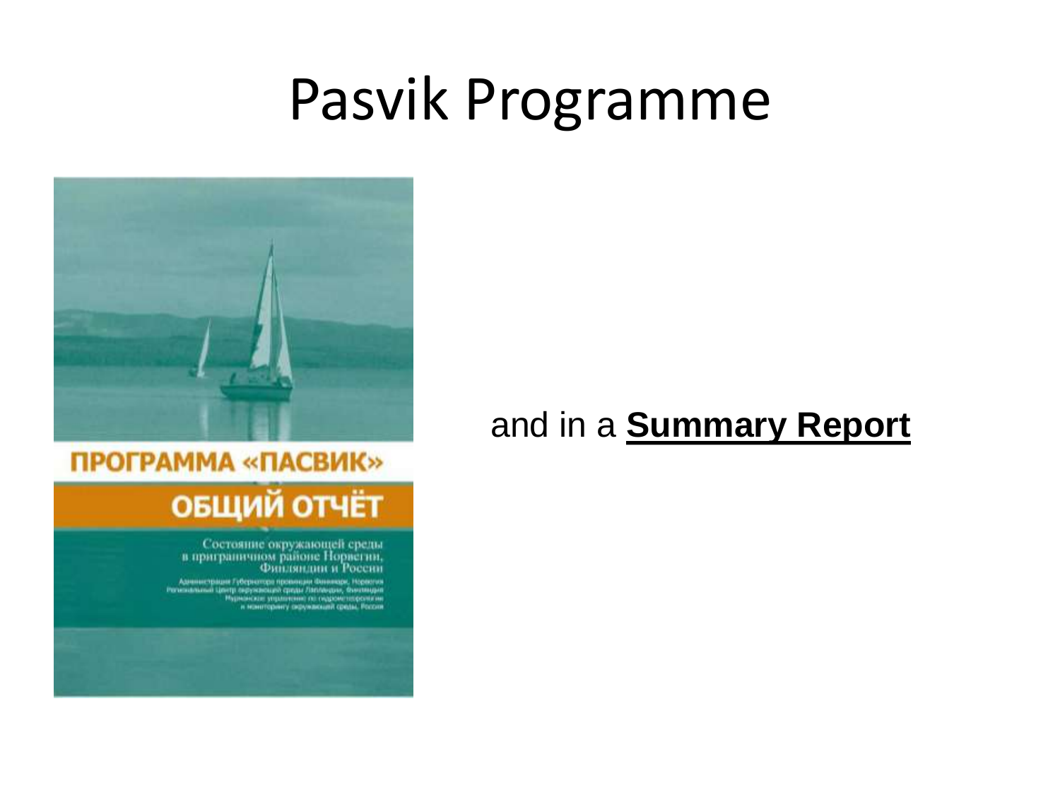# Pasvik Programme

ПРОГРАММА «ПАСВИК»

ОБЩИЙ ОТЧЁТ

Состояние окружающей среды в приграничном районе Норвегии, Финляндии и России

Администрация Губернатора провинции Финнмарк, Норвегия
Региональный Центр окружающей среды Лапландии, Финляндия
Мурманское управление по гидрометеорологии и мониторингу окружающей среды, Россия

and in a **Summary Report**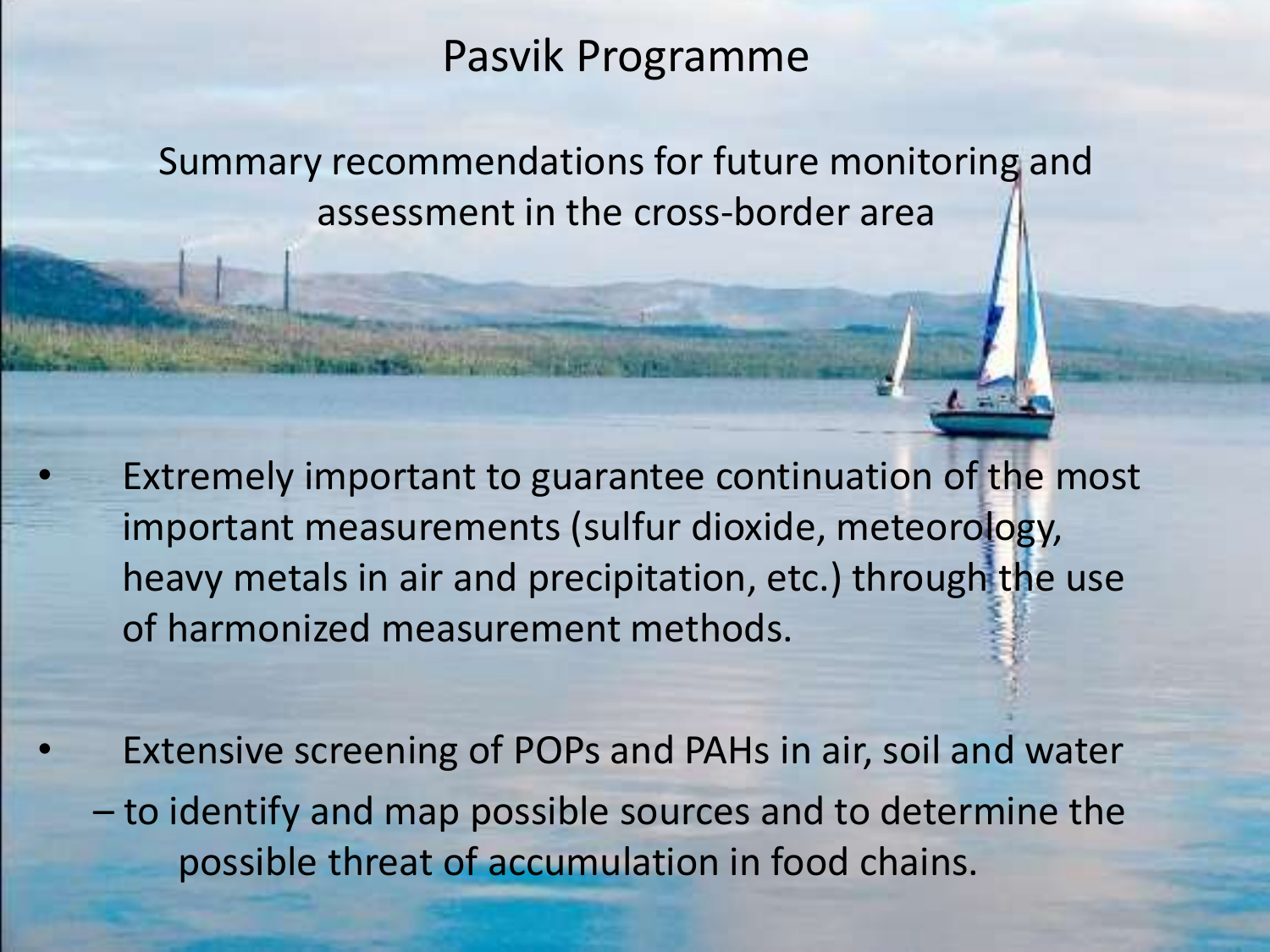# Pasvik Programme

## Summary recommendations for future monitoring and assessment in the cross-border area

- Extremely important to guarantee continuation of the most important measurements (sulfur dioxide, meteorology, heavy metals in air and precipitation, etc.) through the use of harmonized measurement methods.

- Extensive screening of POPs and PAHs in air, soil and water
  – to identify and map possible sources and to determine the possible threat of accumulation in food chains.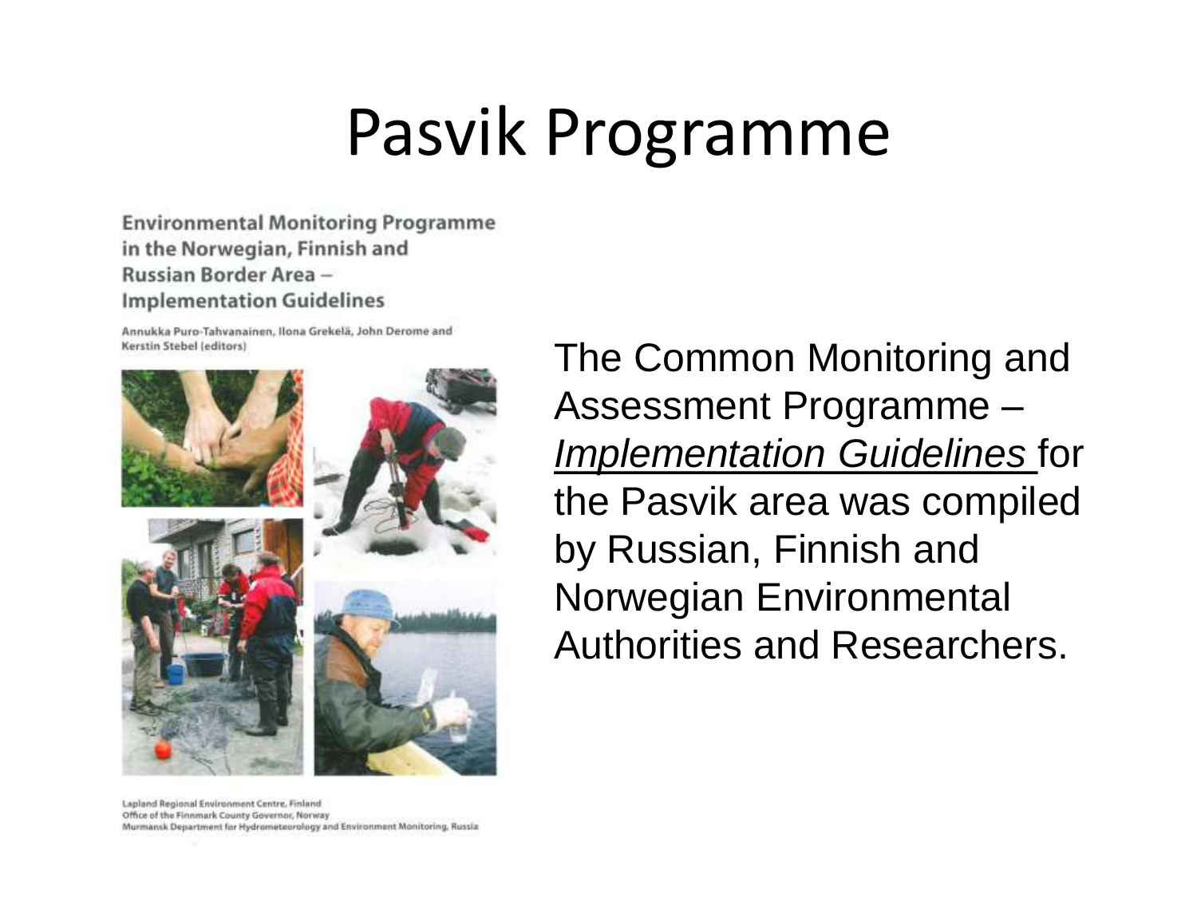# Pasvik Programme

**Environmental Monitoring Programme in the Norwegian, Finnish and Russian Border Area – Implementation Guidelines**

Annukka Puro-Tahvanainen, Ilona Grekelä, John Derome and Kerstin Stebel (editors)

Lapland Regional Environment Centre, Finland
Office of the Finnmark County Governor, Norway
Murmansk Department for Hydrometeorology and Environment Monitoring, Russia

The Common Monitoring and Assessment Programme – *Implementation Guidelines* for the Pasvik area was compiled by Russian, Finnish and Norwegian Environmental Authorities and Researchers.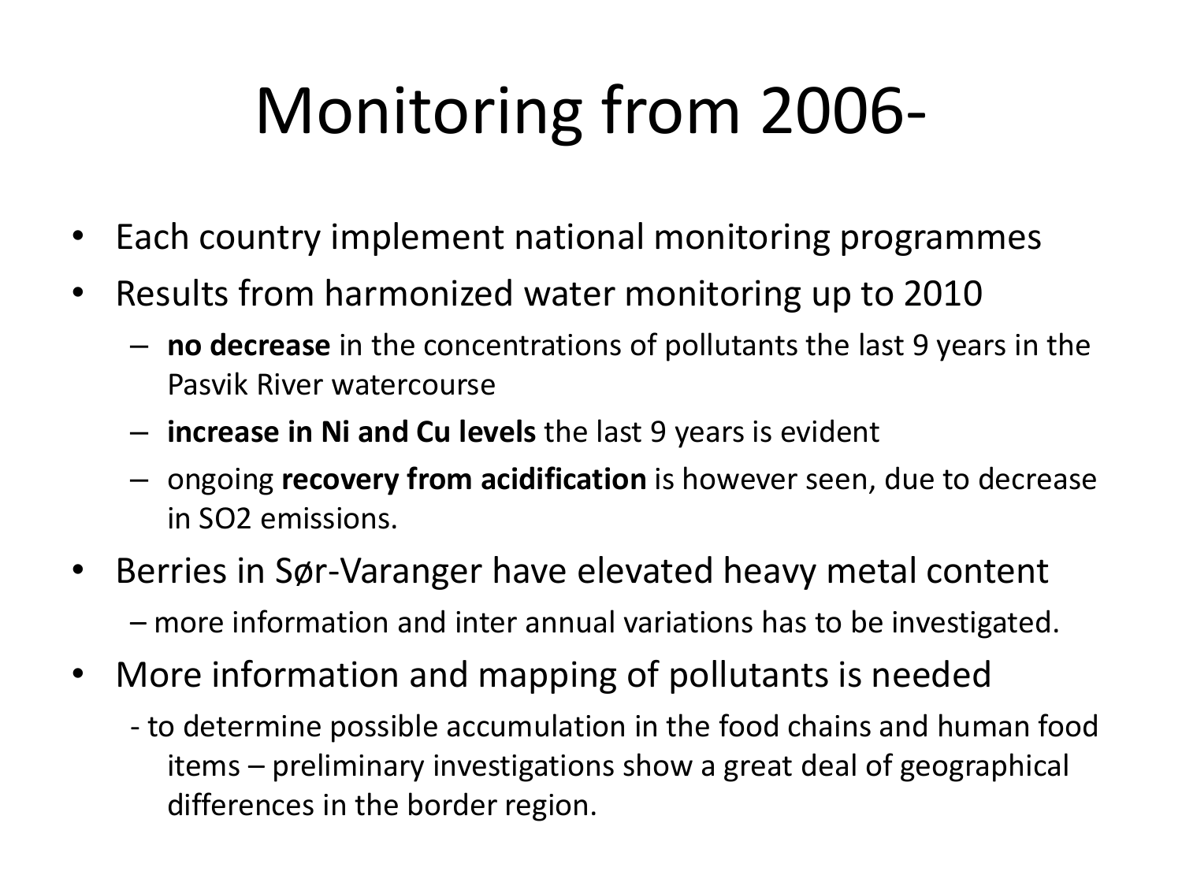# Monitoring from 2006-

- Each country implement national monitoring programmes
- Results from harmonized water monitoring up to 2010
  - **no decrease** in the concentrations of pollutants the last 9 years in the Pasvik River watercourse
  - **increase in Ni and Cu levels** the last 9 years is evident
  - ongoing **recovery from acidification** is however seen, due to decrease in $SO_2$ emissions.
- Berries in Sør-Varanger have elevated heavy metal content
  – more information and inter annual variations has to be investigated.
- More information and mapping of pollutants is needed
  - to determine possible accumulation in the food chains and human food items – preliminary investigations show a great deal of geographical differences in the border region.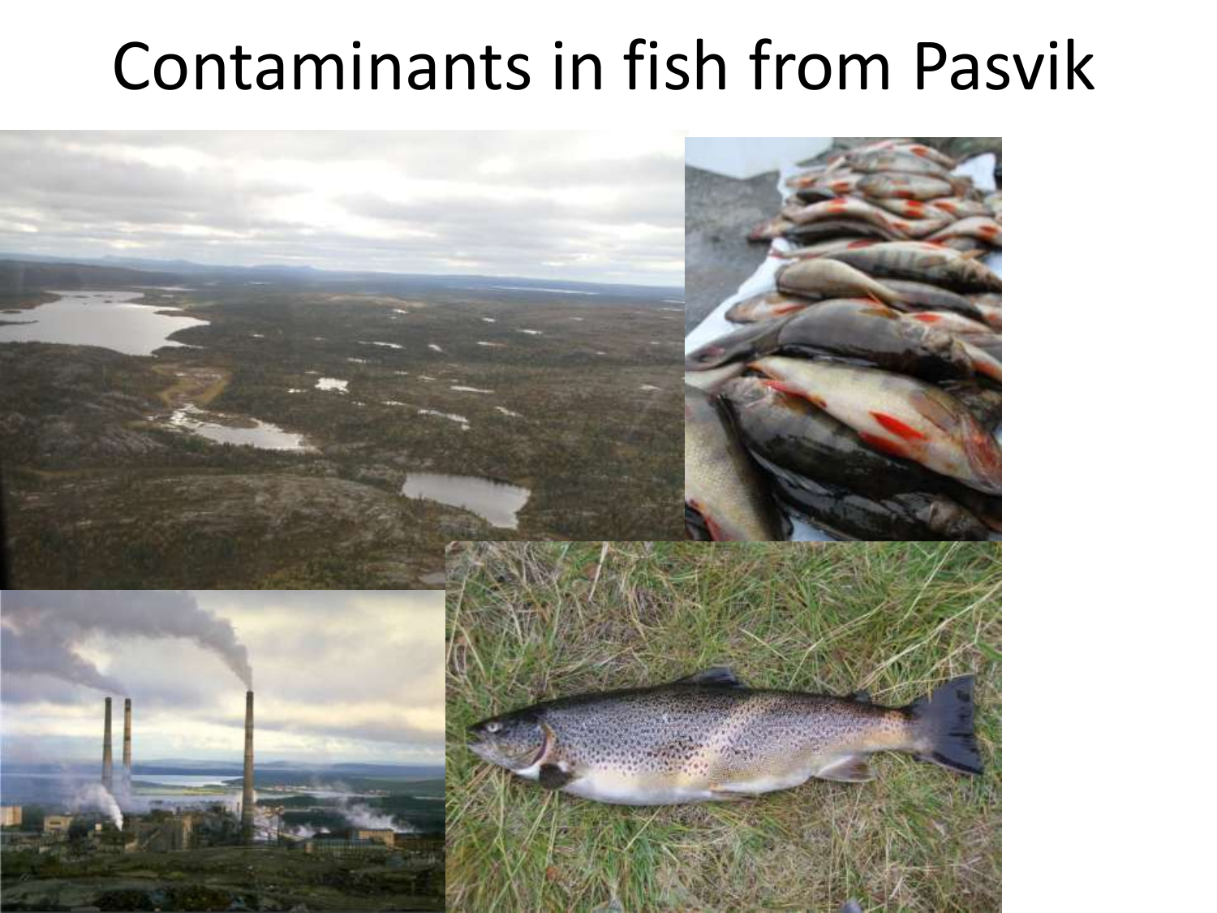# Contaminants in fish from Pasvik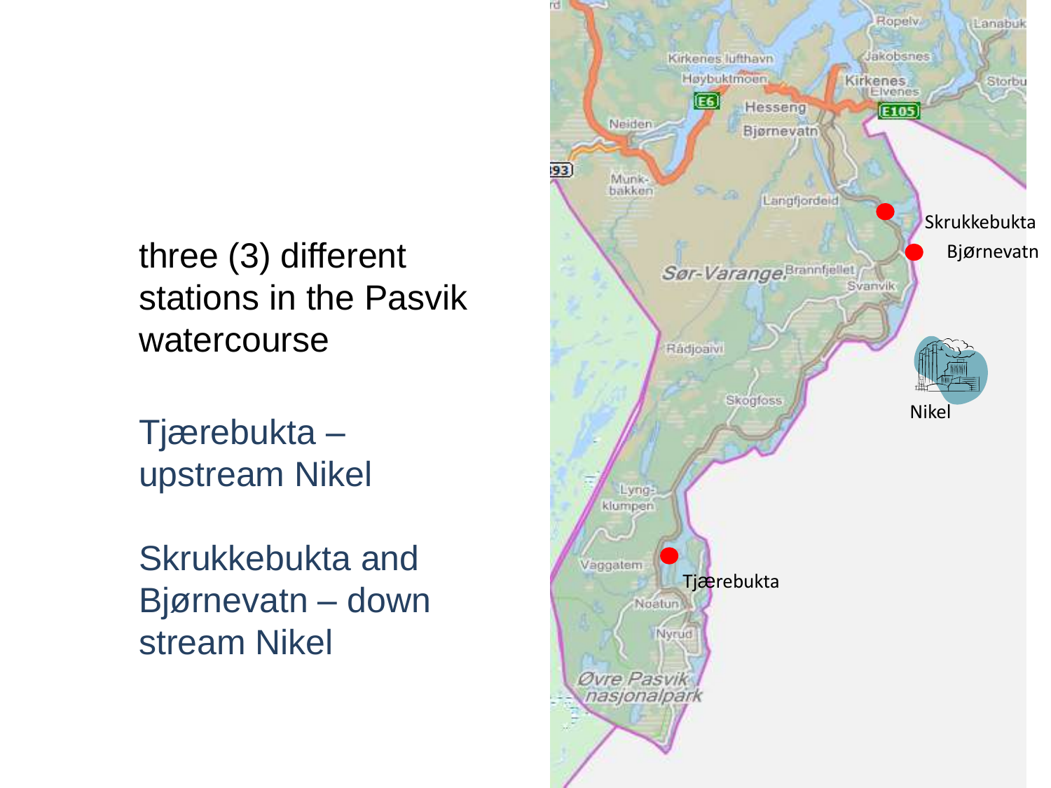three (3) different stations in the Pasvik watercourse

Tjærebukta – upstream Nikel

Skrukkebukta and Bjørnevatn – down stream Nikel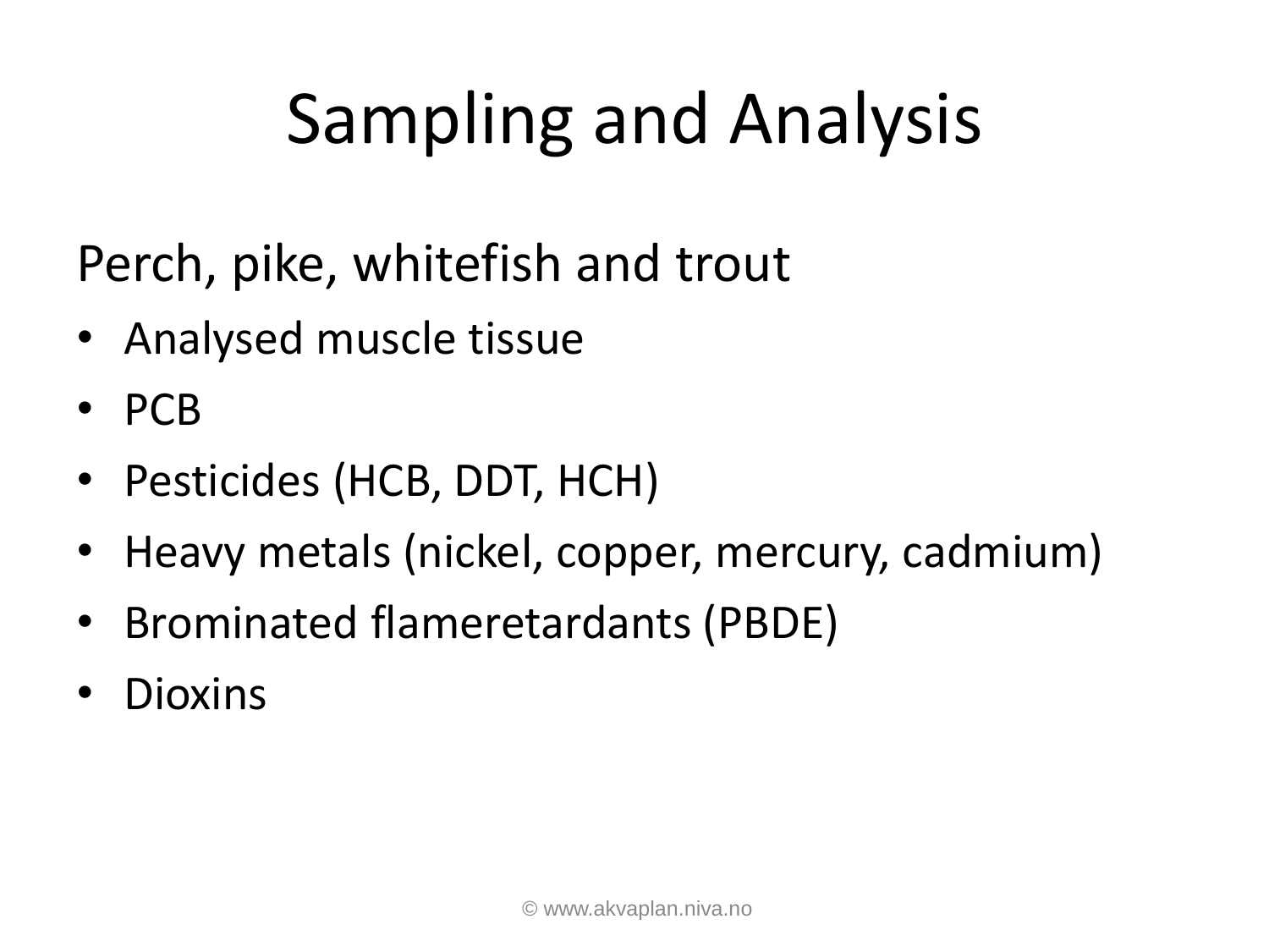# Sampling and Analysis

Perch, pike, whitefish and trout

- Analysed muscle tissue
- PCB
- Pesticides (HCB, DDT, HCH)
- Heavy metals (nickel, copper, mercury, cadmium)
- Brominated flameretardants (PBDE)
- Dioxins

© www.akvaplan.niva.no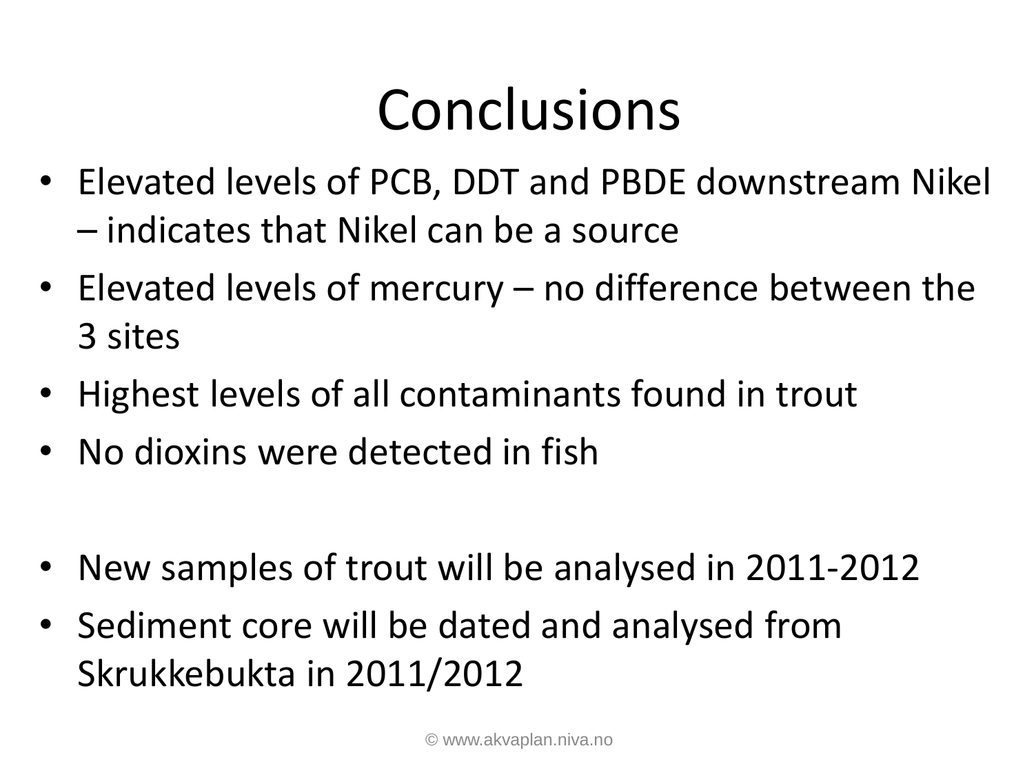# Conclusions

- Elevated levels of PCB, DDT and PBDE downstream Nikel – indicates that Nikel can be a source
- Elevated levels of mercury – no difference between the 3 sites
- Highest levels of all contaminants found in trout
- No dioxins were detected in fish

- New samples of trout will be analysed in 2011-2012
- Sediment core will be dated and analysed from Skrukkebukta in 2011/2012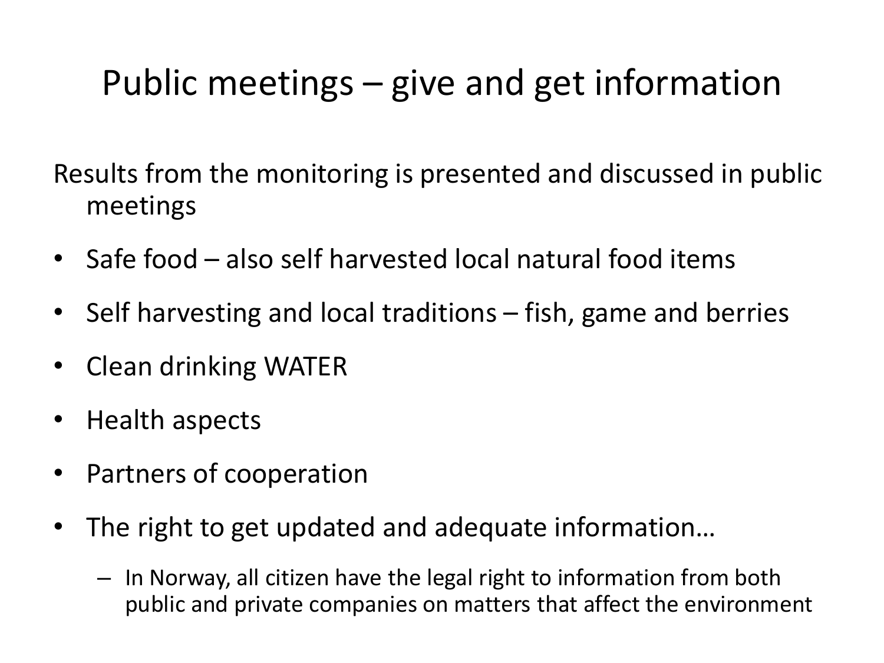# Public meetings – give and get information

Results from the monitoring is presented and discussed in public meetings

- Safe food – also self harvested local natural food items
- Self harvesting and local traditions – fish, game and berries
- Clean drinking WATER
- Health aspects
- Partners of cooperation
- The right to get updated and adequate information…
  - In Norway, all citizen have the legal right to information from both public and private companies on matters that affect the environment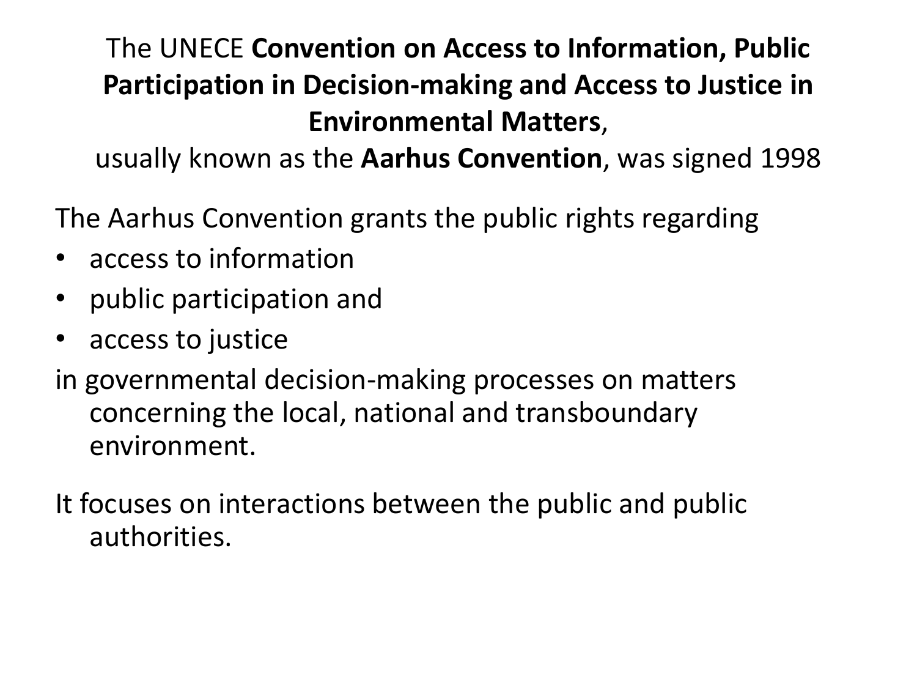## The UNECE **Convention on Access to Information, Public Participation in Decision-making and Access to Justice in Environmental Matters**, usually known as the **Aarhus Convention**, was signed 1998

The Aarhus Convention grants the public rights regarding

- access to information
- public participation and
- access to justice

in governmental decision-making processes on matters concerning the local, national and transboundary environment.

It focuses on interactions between the public and public authorities.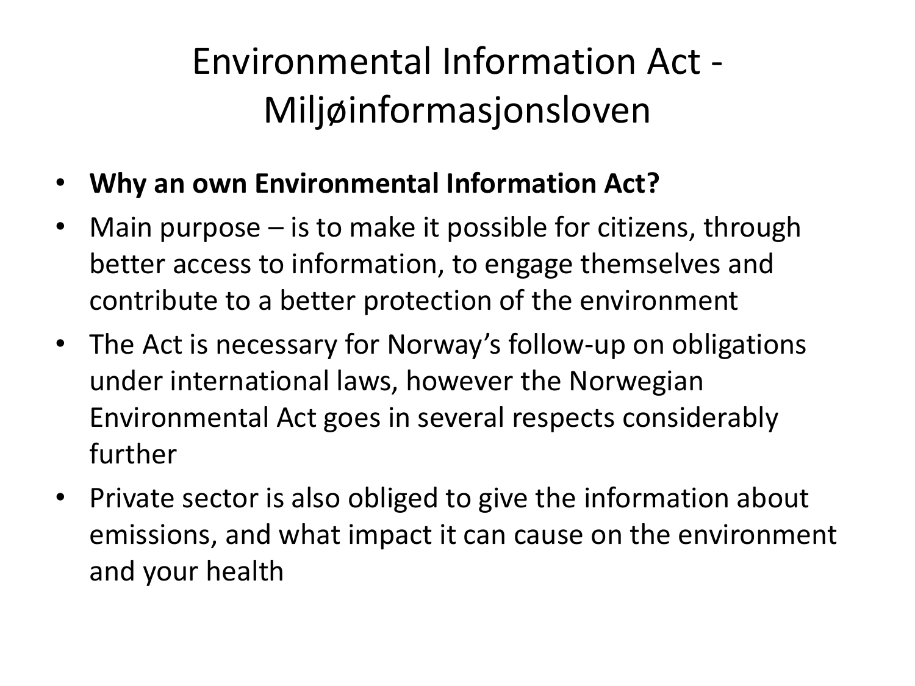# Environmental Information Act - Miljøinformasjonsloven

- **Why an own Environmental Information Act?**
- Main purpose – is to make it possible for citizens, through better access to information, to engage themselves and contribute to a better protection of the environment
- The Act is necessary for Norway's follow-up on obligations under international laws, however the Norwegian Environmental Act goes in several respects considerably further
- Private sector is also obliged to give the information about emissions, and what impact it can cause on the environment and your health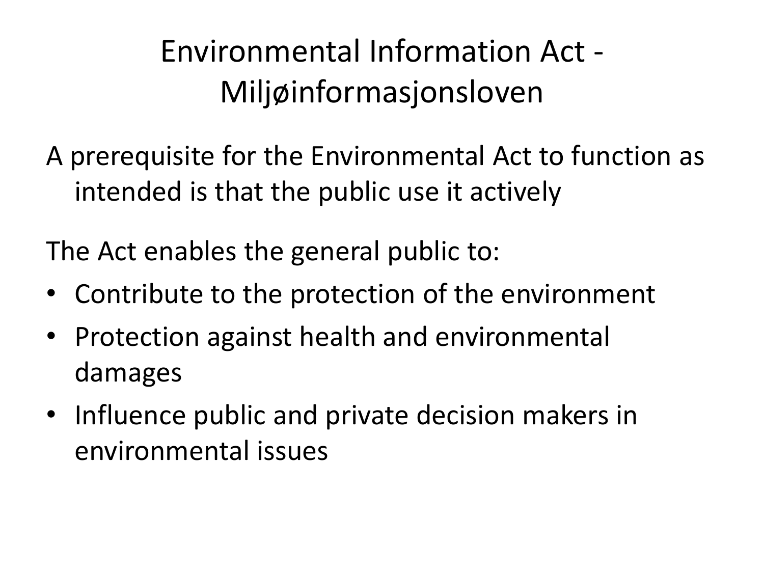# Environmental Information Act - Miljøinformasjonsloven

A prerequisite for the Environmental Act to function as intended is that the public use it actively

The Act enables the general public to:

- Contribute to the protection of the environment
- Protection against health and environmental damages
- Influence public and private decision makers in environmental issues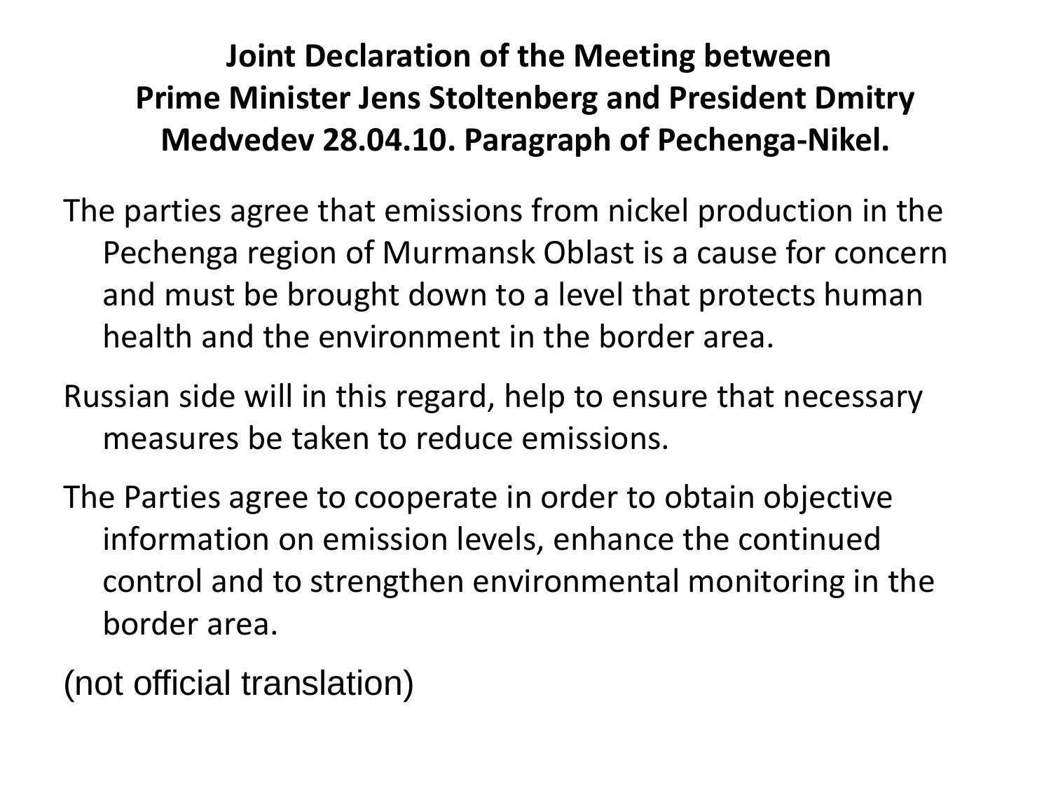# Joint Declaration of the Meeting between Prime Minister Jens Stoltenberg and President Dmitry Medvedev 28.04.10. Paragraph of Pechenga-Nikel.

The parties agree that emissions from nickel production in the Pechenga region of Murmansk Oblast is a cause for concern and must be brought down to a level that protects human health and the environment in the border area.

Russian side will in this regard, help to ensure that necessary measures be taken to reduce emissions.

The Parties agree to cooperate in order to obtain objective information on emission levels, enhance the continued control and to strengthen environmental monitoring in the border area.

(not official translation)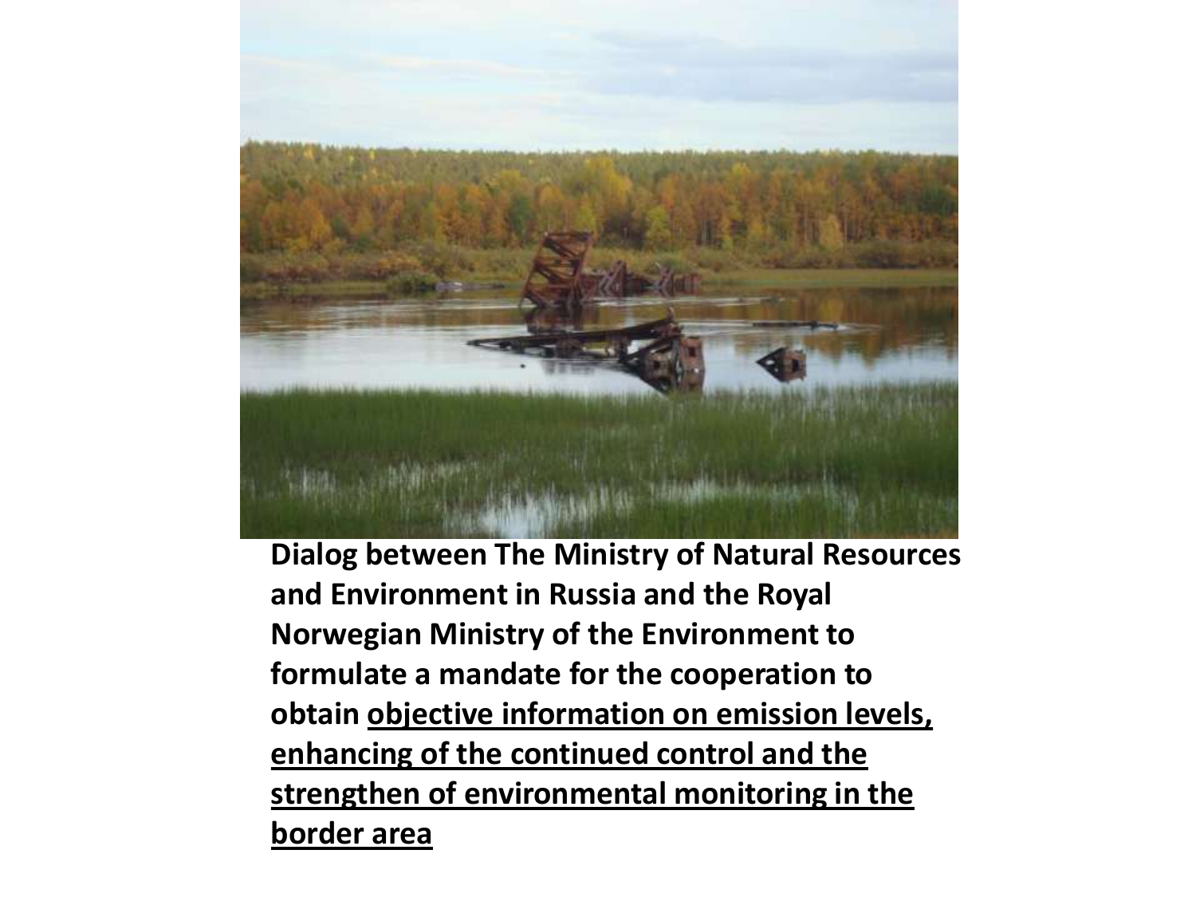**Dialog between The Ministry of Natural Resources and Environment in Russia and the Royal Norwegian Ministry of the Environment to formulate a mandate for the cooperation to obtain <u>objective information on emission levels, enhancing of the continued control and the strengthen of environmental monitoring in the border area</u>**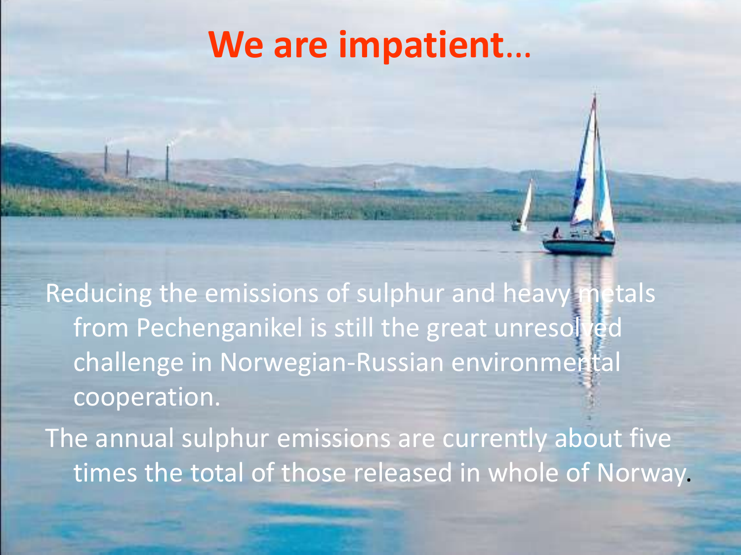# We are impatient…

Reducing the emissions of sulphur and heavy metals from Pechenganikel is still the great unresolved challenge in Norwegian-Russian environmental cooperation.

The annual sulphur emissions are currently about five times the total of those released in whole of Norway.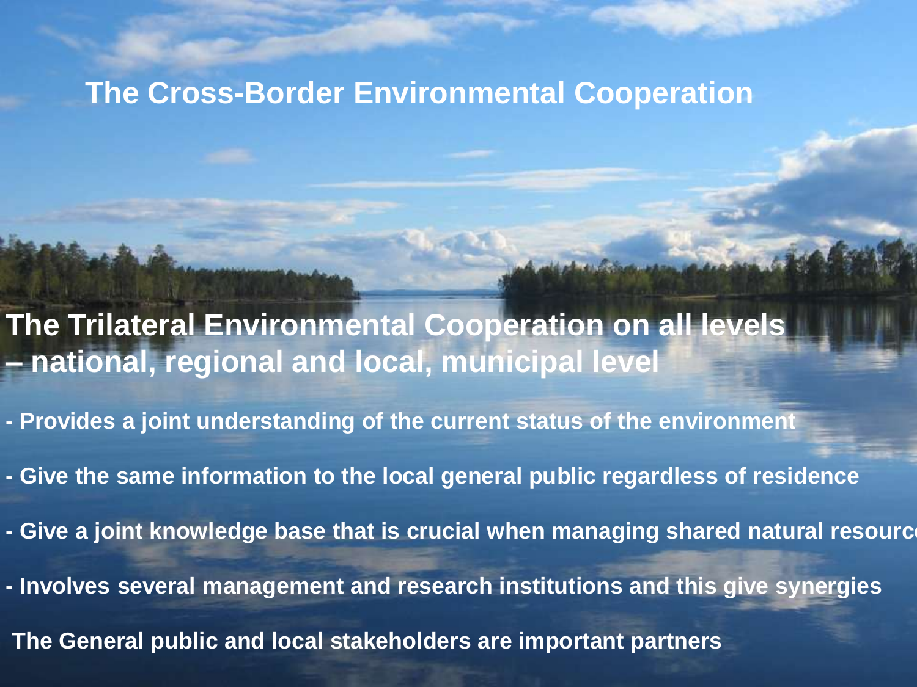# The Cross-Border Environmental Cooperation

## The Trilateral Environmental Cooperation on all levels – national, regional and local, municipal level

- Provides a joint understanding of the current status of the environment
- Give the same information to the local general public regardless of residence
- Give a joint knowledge base that is crucial when managing shared natural resourc
- Involves several management and research institutions and this give synergies

The General public and local stakeholders are important partners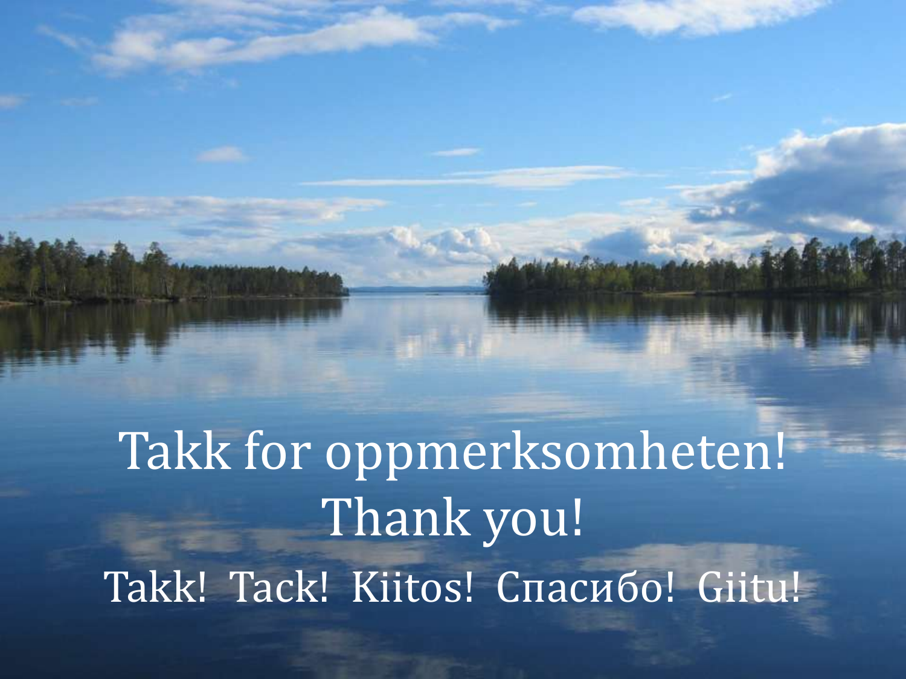Takk for oppmerksomheten!

Thank you!

Takk! Tack! Kiitos! Спасибо! Giitu!